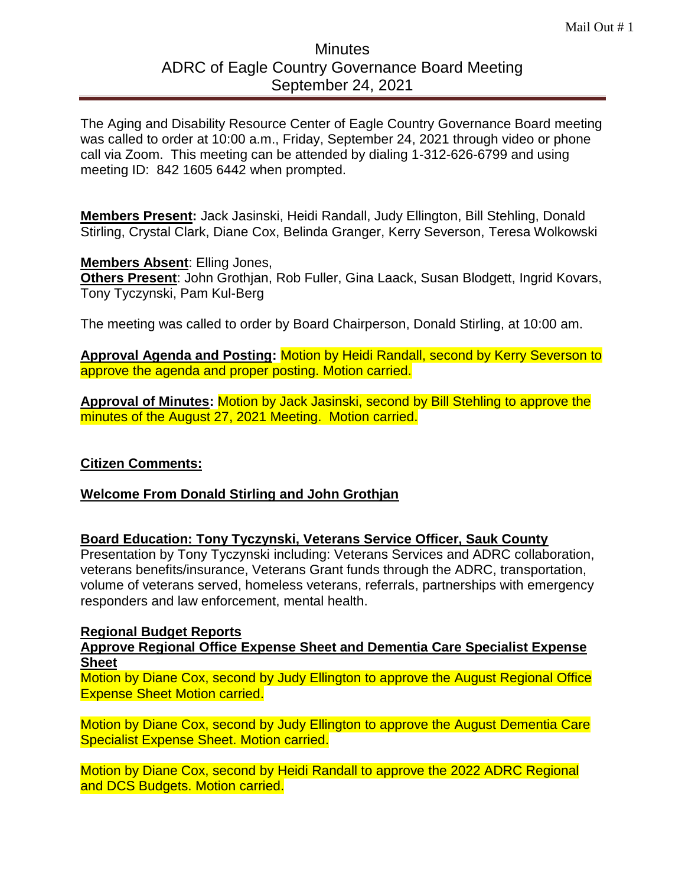Mail Out # 1

# Minutes
## ADRC of Eagle Country Governance Board Meeting
## September 24, 2021

The Aging and Disability Resource Center of Eagle Country Governance Board meeting was called to order at 10:00 a.m., Friday, September 24, 2021 through video or phone call via Zoom. This meeting can be attended by dialing 1-312-626-6799 and using meeting ID: 842 1605 6442 when prompted.

**Members Present:** Jack Jasinski, Heidi Randall, Judy Ellington, Bill Stehling, Donald Stirling, Crystal Clark, Diane Cox, Belinda Granger, Kerry Severson, Teresa Wolkowski

**Members Absent**: Elling Jones,
**Others Present**: John Grothjan, Rob Fuller, Gina Laack, Susan Blodgett, Ingrid Kovars, Tony Tyczynski, Pam Kul-Berg

The meeting was called to order by Board Chairperson, Donald Stirling, at 10:00 am.

**Approval Agenda and Posting:** Motion by Heidi Randall, second by Kerry Severson to approve the agenda and proper posting. Motion carried.

**Approval of Minutes:** Motion by Jack Jasinski, second by Bill Stehling to approve the minutes of the August 27, 2021 Meeting. Motion carried.

**Citizen Comments:**

**Welcome From Donald Stirling and John Grothjan**

**Board Education: Tony Tyczynski, Veterans Service Officer, Sauk County**
Presentation by Tony Tyczynski including: Veterans Services and ADRC collaboration, veterans benefits/insurance, Veterans Grant funds through the ADRC, transportation, volume of veterans served, homeless veterans, referrals, partnerships with emergency responders and law enforcement, mental health.

**Regional Budget Reports**
**Approve Regional Office Expense Sheet and Dementia Care Specialist Expense Sheet**
Motion by Diane Cox, second by Judy Ellington to approve the August Regional Office Expense Sheet Motion carried.

Motion by Diane Cox, second by Judy Ellington to approve the August Dementia Care Specialist Expense Sheet. Motion carried.

Motion by Diane Cox, second by Heidi Randall to approve the 2022 ADRC Regional and DCS Budgets. Motion carried.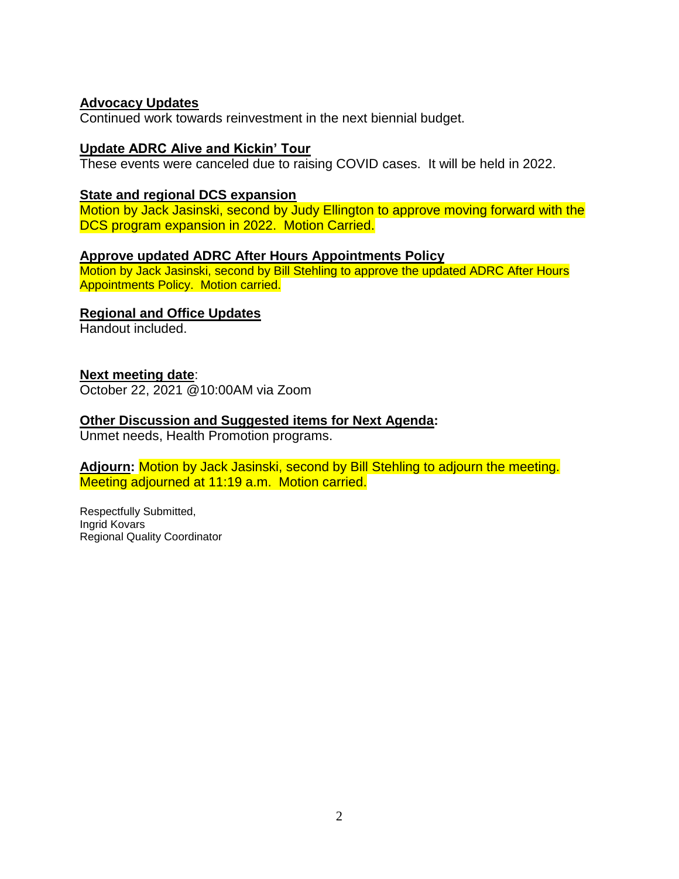**Advocacy Updates**
Continued work towards reinvestment in the next biennial budget.

**Update ADRC Alive and Kickin' Tour**
These events were canceled due to raising COVID cases. It will be held in 2022.

**State and regional DCS expansion**
Motion by Jack Jasinski, second by Judy Ellington to approve moving forward with the DCS program expansion in 2022. Motion Carried.

**Approve updated ADRC After Hours Appointments Policy**
Motion by Jack Jasinski, second by Bill Stehling to approve the updated ADRC After Hours Appointments Policy. Motion carried.

**Regional and Office Updates**
Handout included.

**Next meeting date**:
October 22, 2021 @10:00AM via Zoom

**Other Discussion and Suggested items for Next Agenda:**
Unmet needs, Health Promotion programs.

**Adjourn:** Motion by Jack Jasinski, second by Bill Stehling to adjourn the meeting. Meeting adjourned at 11:19 a.m. Motion carried.

Respectfully Submitted,
Ingrid Kovars
Regional Quality Coordinator